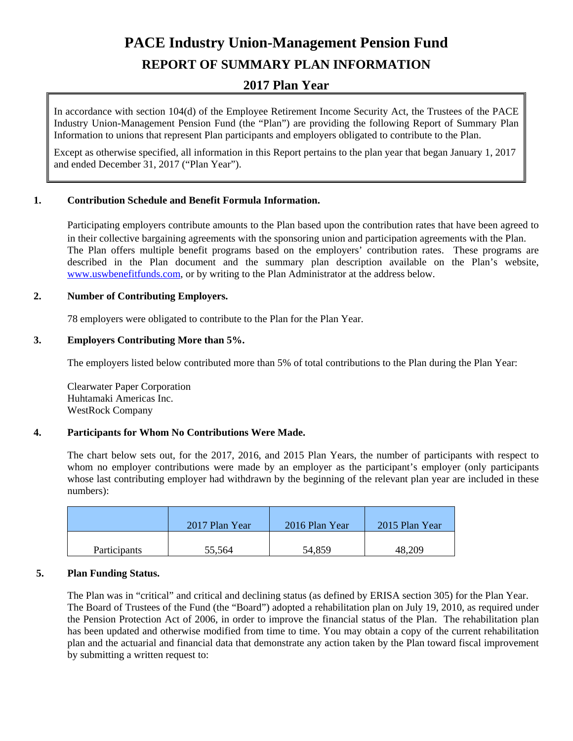# PACE Industry Union-Management Pension Fund

## REPORT OF SUMMARY PLAN INFORMATION

## 2017 Plan Year

In accordance with section 104(d) of the Employee Retirement Income Security Act, the Trustees of the PACE Industry Union-Management Pension Fund (the "Plan") are providing the following Report of Summary Plan Information to unions that represent Plan participants and employers obligated to contribute to the Plan.

Except as otherwise specified, all information in this Report pertains to the plan year that began January 1, 2017 and ended December 31, 2017 ("Plan Year").

**1. Contribution Schedule and Benefit Formula Information.**

Participating employers contribute amounts to the Plan based upon the contribution rates that have been agreed to in their collective bargaining agreements with the sponsoring union and participation agreements with the Plan. The Plan offers multiple benefit programs based on the employers' contribution rates. These programs are described in the Plan document and the summary plan description available on the Plan's website, www.uswbenefitfunds.com, or by writing to the Plan Administrator at the address below.

**2. Number of Contributing Employers.**

78 employers were obligated to contribute to the Plan for the Plan Year.

**3. Employers Contributing More than 5%.**

The employers listed below contributed more than 5% of total contributions to the Plan during the Plan Year:

Clearwater Paper Corporation
Huhtamaki Americas Inc.
WestRock Company

**4. Participants for Whom No Contributions Were Made.**

The chart below sets out, for the 2017, 2016, and 2015 Plan Years, the number of participants with respect to whom no employer contributions were made by an employer as the participant's employer (only participants whose last contributing employer had withdrawn by the beginning of the relevant plan year are included in these numbers):

| | 2017 Plan Year | 2016 Plan Year | 2015 Plan Year |
|---|---|---|---|
| Participants | 55,564 | 54,859 | 48,209 |

**5. Plan Funding Status.**

The Plan was in "critical" and critical and declining status (as defined by ERISA section 305) for the Plan Year. The Board of Trustees of the Fund (the "Board") adopted a rehabilitation plan on July 19, 2010, as required under the Pension Protection Act of 2006, in order to improve the financial status of the Plan. The rehabilitation plan has been updated and otherwise modified from time to time. You may obtain a copy of the current rehabilitation plan and the actuarial and financial data that demonstrate any action taken by the Plan toward fiscal improvement by submitting a written request to: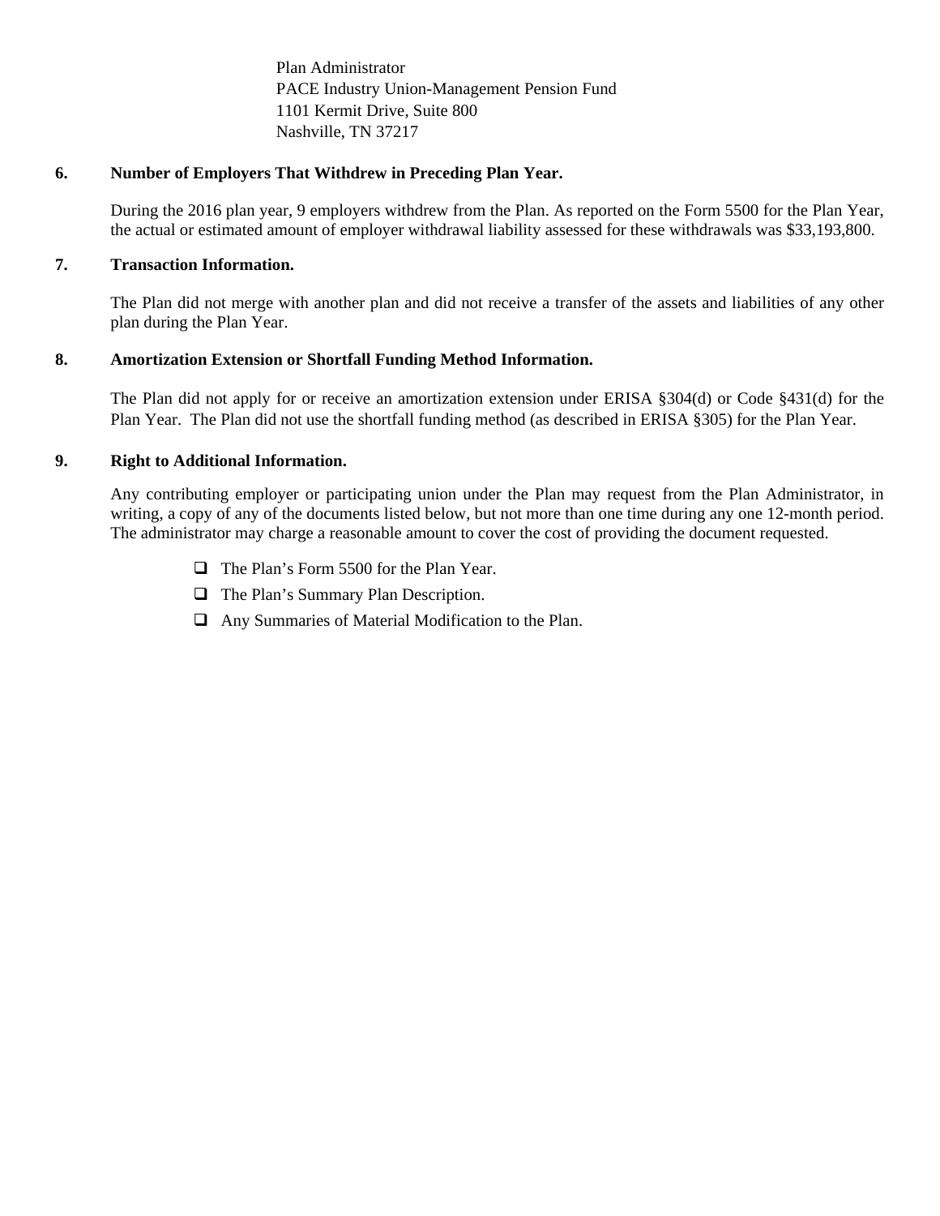Plan Administrator
PACE Industry Union-Management Pension Fund
1101 Kermit Drive, Suite 800
Nashville, TN 37217

**6. Number of Employers That Withdrew in Preceding Plan Year.**

During the 2016 plan year, 9 employers withdrew from the Plan. As reported on the Form 5500 for the Plan Year, the actual or estimated amount of employer withdrawal liability assessed for these withdrawals was $33,193,800.

**7. Transaction Information.**

The Plan did not merge with another plan and did not receive a transfer of the assets and liabilities of any other plan during the Plan Year.

**8. Amortization Extension or Shortfall Funding Method Information.**

The Plan did not apply for or receive an amortization extension under ERISA §304(d) or Code §431(d) for the Plan Year. The Plan did not use the shortfall funding method (as described in ERISA §305) for the Plan Year.

**9. Right to Additional Information.**

Any contributing employer or participating union under the Plan may request from the Plan Administrator, in writing, a copy of any of the documents listed below, but not more than one time during any one 12-month period. The administrator may charge a reasonable amount to cover the cost of providing the document requested.

- ❑ The Plan's Form 5500 for the Plan Year.
- ❑ The Plan's Summary Plan Description.
- ❑ Any Summaries of Material Modification to the Plan.